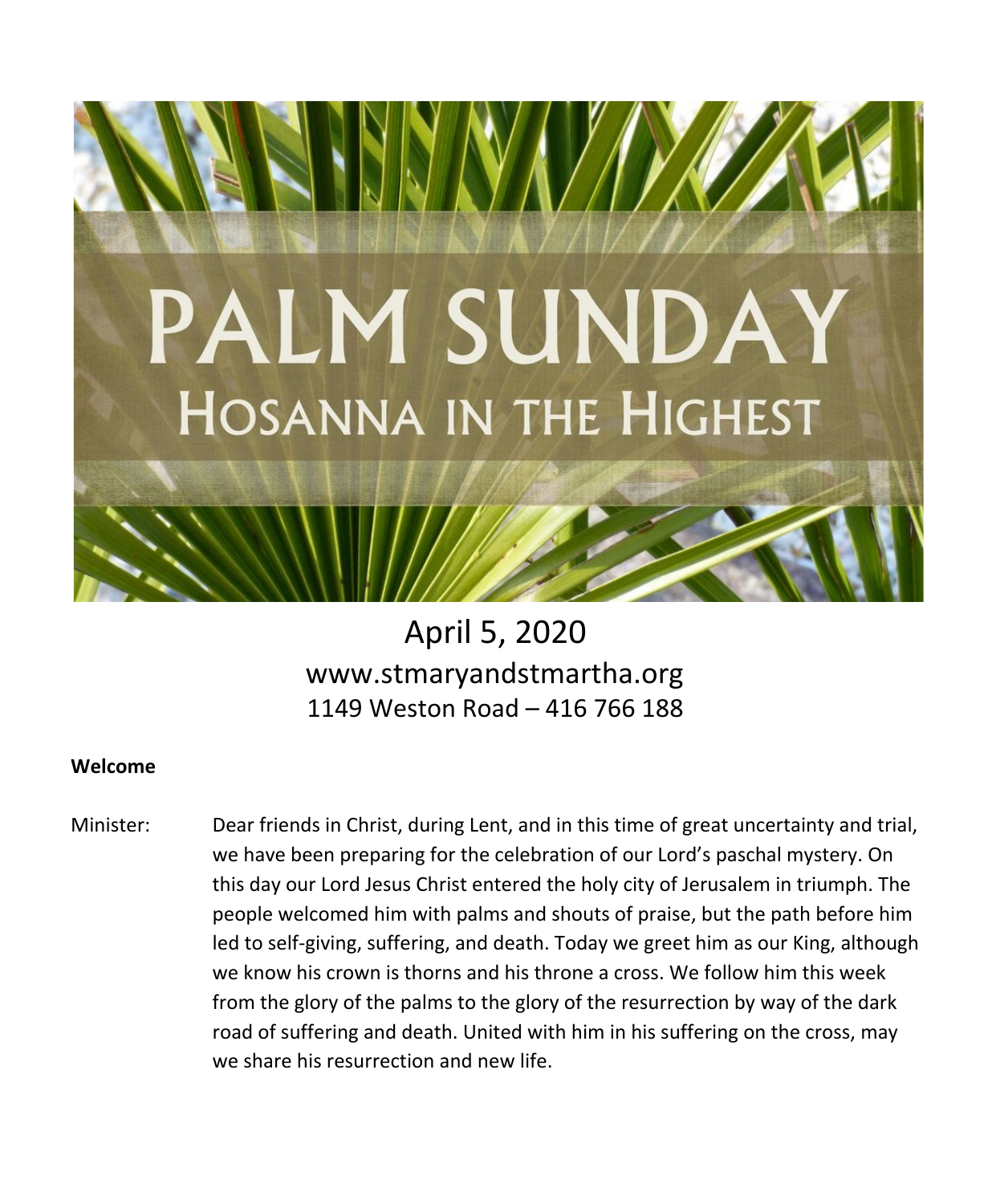# PALM SUNDAY

## Hosanna in the Highest

April 5, 2020

www.stmaryandstmartha.org

1149 Weston Road – 416 766 188

**Welcome**

Minister: Dear friends in Christ, during Lent, and in this time of great uncertainty and trial, we have been preparing for the celebration of our Lord's paschal mystery. On this day our Lord Jesus Christ entered the holy city of Jerusalem in triumph. The people welcomed him with palms and shouts of praise, but the path before him led to self-giving, suffering, and death. Today we greet him as our King, although we know his crown is thorns and his throne a cross. We follow him this week from the glory of the palms to the glory of the resurrection by way of the dark road of suffering and death. United with him in his suffering on the cross, may we share his resurrection and new life.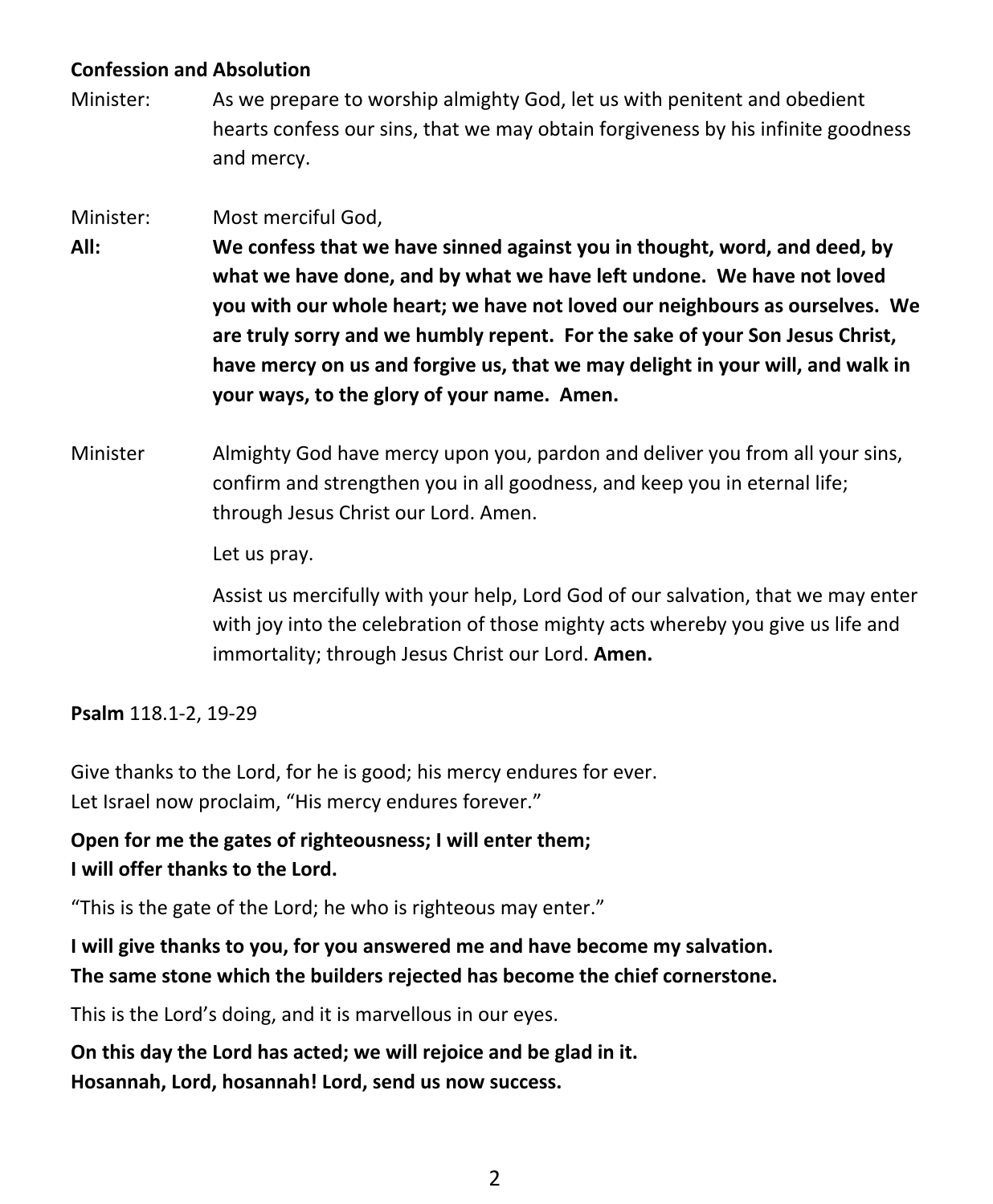**Confession and Absolution**

Minister: As we prepare to worship almighty God, let us with penitent and obedient hearts confess our sins, that we may obtain forgiveness by his infinite goodness and mercy.

Minister: Most merciful God,

**All: We confess that we have sinned against you in thought, word, and deed, by what we have done, and by what we have left undone. We have not loved you with our whole heart; we have not loved our neighbours as ourselves. We are truly sorry and we humbly repent. For the sake of your Son Jesus Christ, have mercy on us and forgive us, that we may delight in your will, and walk in your ways, to the glory of your name. Amen.**

Minister Almighty God have mercy upon you, pardon and deliver you from all your sins, confirm and strengthen you in all goodness, and keep you in eternal life; through Jesus Christ our Lord. Amen.

Let us pray.

Assist us mercifully with your help, Lord God of our salvation, that we may enter with joy into the celebration of those mighty acts whereby you give us life and immortality; through Jesus Christ our Lord. **Amen.**

**Psalm** 118.1-2, 19-29

Give thanks to the Lord, for he is good; his mercy endures for ever.
Let Israel now proclaim, "His mercy endures forever."

**Open for me the gates of righteousness; I will enter them;**
**I will offer thanks to the Lord.**

"This is the gate of the Lord; he who is righteous may enter."

**I will give thanks to you, for you answered me and have become my salvation.**
**The same stone which the builders rejected has become the chief cornerstone.**

This is the Lord's doing, and it is marvellous in our eyes.

**On this day the Lord has acted; we will rejoice and be glad in it.**
**Hosannah, Lord, hosannah! Lord, send us now success.**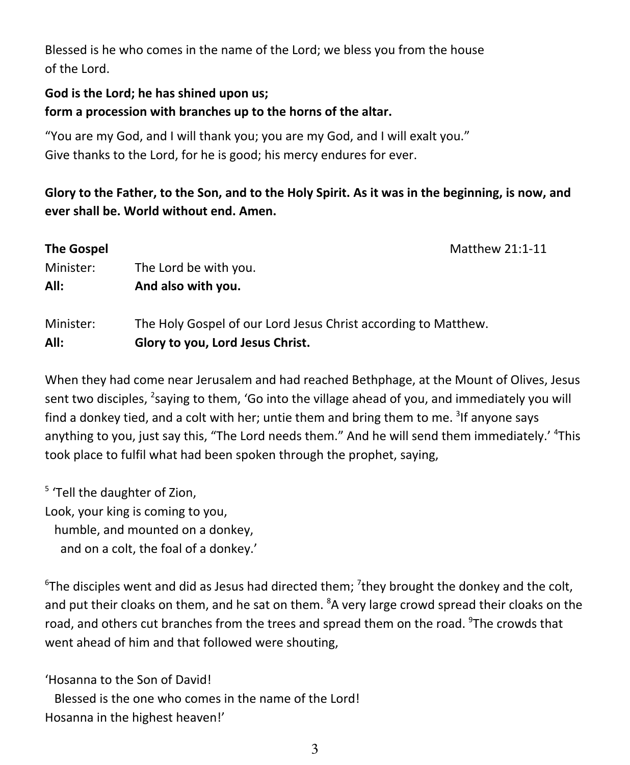Blessed is he who comes in the name of the Lord; we bless you from the house of the Lord.

**God is the Lord; he has shined upon us;**
**form a procession with branches up to the horns of the altar.**

“You are my God, and I will thank you; you are my God, and I will exalt you.”
Give thanks to the Lord, for he is good; his mercy endures for ever.

**Glory to the Father, to the Son, and to the Holy Spirit. As it was in the beginning, is now, and ever shall be. World without end. Amen.**

**The Gospel** Matthew 21:1-11

Minister: The Lord be with you.
**All: And also with you.**

Minister: The Holy Gospel of our Lord Jesus Christ according to Matthew.
**All: Glory to you, Lord Jesus Christ.**

When they had come near Jerusalem and had reached Bethphage, at the Mount of Olives, Jesus sent two disciples, [2]saying to them, ‘Go into the village ahead of you, and immediately you will find a donkey tied, and a colt with her; untie them and bring them to me. [3]If anyone says anything to you, just say this, “The Lord needs them.” And he will send them immediately.’ [4]This took place to fulfil what had been spoken through the prophet, saying,

[5] ‘Tell the daughter of Zion,
Look, your king is coming to you,
humble, and mounted on a donkey,
and on a colt, the foal of a donkey.’

[6]The disciples went and did as Jesus had directed them; [7]they brought the donkey and the colt, and put their cloaks on them, and he sat on them. [8]A very large crowd spread their cloaks on the road, and others cut branches from the trees and spread them on the road. [9]The crowds that went ahead of him and that followed were shouting,

‘Hosanna to the Son of David!
Blessed is the one who comes in the name of the Lord!
Hosanna in the highest heaven!’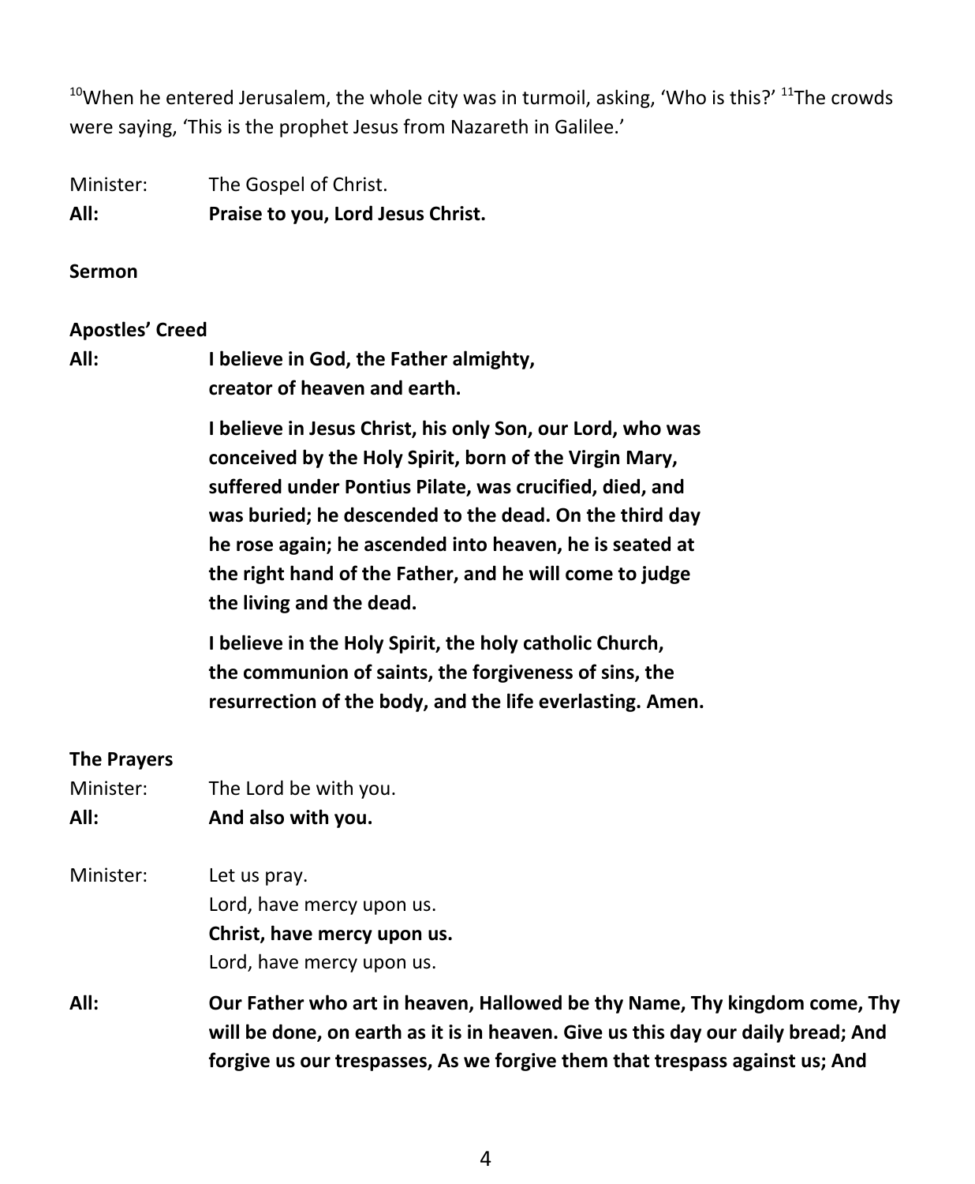[10]When he entered Jerusalem, the whole city was in turmoil, asking, 'Who is this?' [11]The crowds were saying, 'This is the prophet Jesus from Nazareth in Galilee.'

Minister: The Gospel of Christ.
**All: Praise to you, Lord Jesus Christ.**

**Sermon**

**Apostles' Creed**

**All: I believe in God, the Father almighty,
creator of heaven and earth.**

**I believe in Jesus Christ, his only Son, our Lord, who was conceived by the Holy Spirit, born of the Virgin Mary, suffered under Pontius Pilate, was crucified, died, and was buried; he descended to the dead. On the third day he rose again; he ascended into heaven, he is seated at the right hand of the Father, and he will come to judge the living and the dead.**

**I believe in the Holy Spirit, the holy catholic Church, the communion of saints, the forgiveness of sins, the resurrection of the body, and the life everlasting. Amen.**

**The Prayers**

Minister: The Lord be with you.
**All: And also with you.**

Minister: Let us pray.
Lord, have mercy upon us.
**Christ, have mercy upon us.**
Lord, have mercy upon us.

**All: Our Father who art in heaven, Hallowed be thy Name, Thy kingdom come, Thy will be done, on earth as it is in heaven. Give us this day our daily bread; And forgive us our trespasses, As we forgive them that trespass against us; And**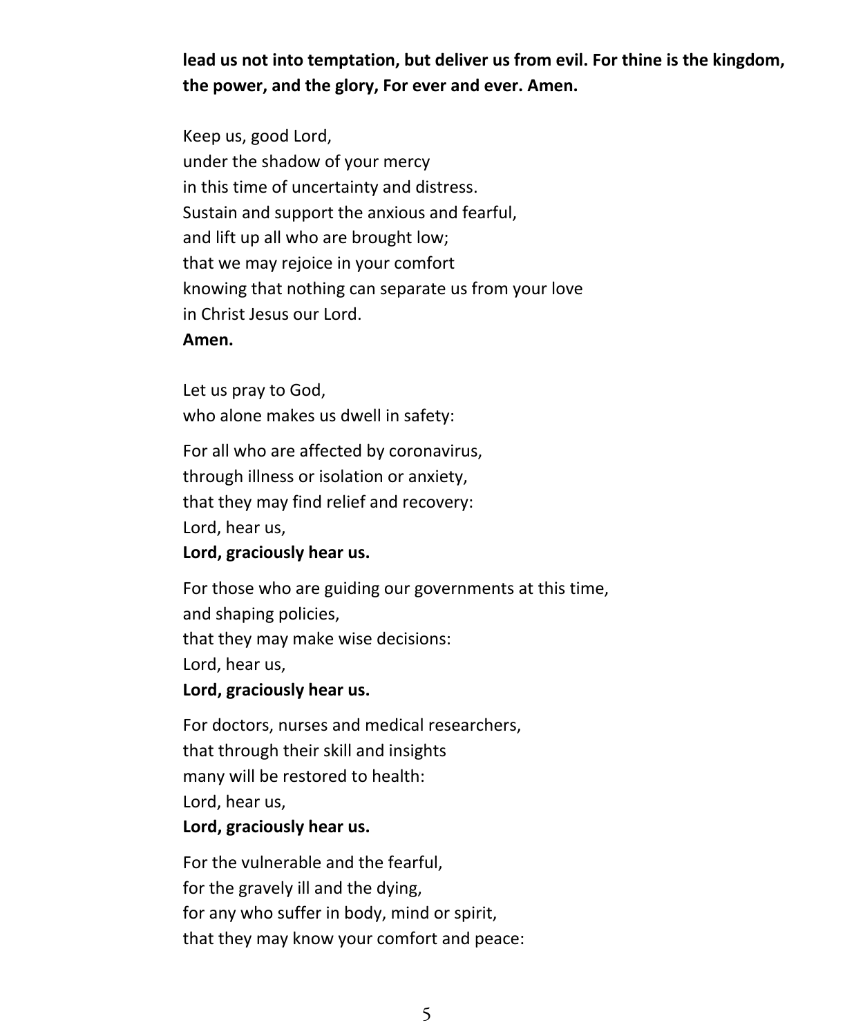**lead us not into temptation, but deliver us from evil. For thine is the kingdom, the power, and the glory, For ever and ever. Amen.**

Keep us, good Lord,
under the shadow of your mercy
in this time of uncertainty and distress.
Sustain and support the anxious and fearful,
and lift up all who are brought low;
that we may rejoice in your comfort
knowing that nothing can separate us from your love
in Christ Jesus our Lord.
**Amen.**

Let us pray to God,
who alone makes us dwell in safety:

For all who are affected by coronavirus,
through illness or isolation or anxiety,
that they may find relief and recovery:
Lord, hear us,
**Lord, graciously hear us.**

For those who are guiding our governments at this time,
and shaping policies,
that they may make wise decisions:
Lord, hear us,
**Lord, graciously hear us.**

For doctors, nurses and medical researchers,
that through their skill and insights
many will be restored to health:
Lord, hear us,
**Lord, graciously hear us.**

For the vulnerable and the fearful,
for the gravely ill and the dying,
for any who suffer in body, mind or spirit,
that they may know your comfort and peace: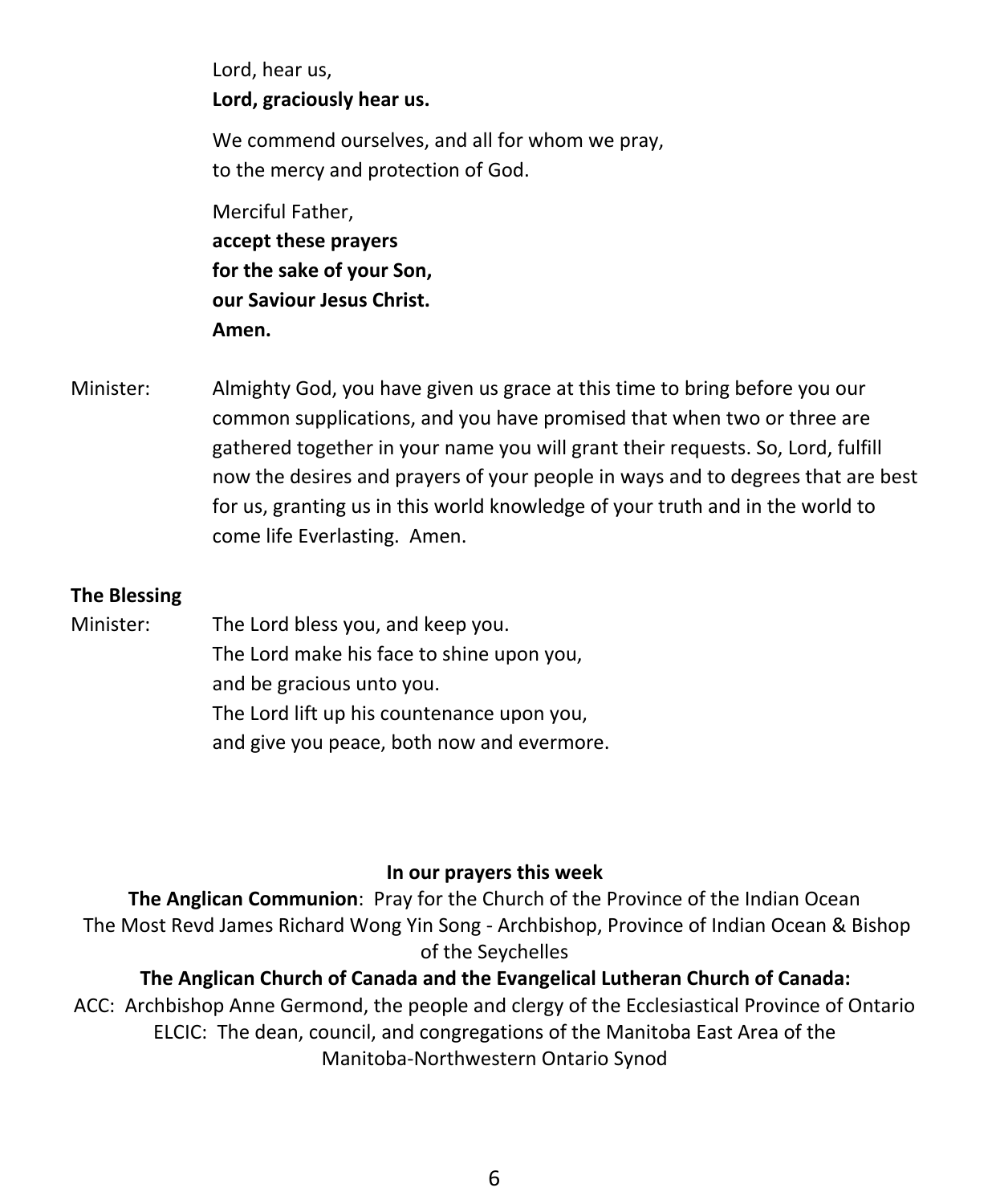Lord, hear us,
**Lord, graciously hear us.**

We commend ourselves, and all for whom we pray,
to the mercy and protection of God.

Merciful Father,
**accept these prayers**
**for the sake of your Son,**
**our Saviour Jesus Christ.**
**Amen.**

Minister: Almighty God, you have given us grace at this time to bring before you our common supplications, and you have promised that when two or three are gathered together in your name you will grant their requests. So, Lord, fulfill now the desires and prayers of your people in ways and to degrees that are best for us, granting us in this world knowledge of your truth and in the world to come life Everlasting. Amen.

**The Blessing**

Minister: The Lord bless you, and keep you.
The Lord make his face to shine upon you,
and be gracious unto you.
The Lord lift up his countenance upon you,
and give you peace, both now and evermore.

**In our prayers this week**

**The Anglican Communion**: Pray for the Church of the Province of the Indian Ocean
The Most Revd James Richard Wong Yin Song - Archbishop, Province of Indian Ocean & Bishop of the Seychelles

**The Anglican Church of Canada and the Evangelical Lutheran Church of Canada:**

ACC: Archbishop Anne Germond, the people and clergy of the Ecclesiastical Province of Ontario
ELCIC: The dean, council, and congregations of the Manitoba East Area of the Manitoba-Northwestern Ontario Synod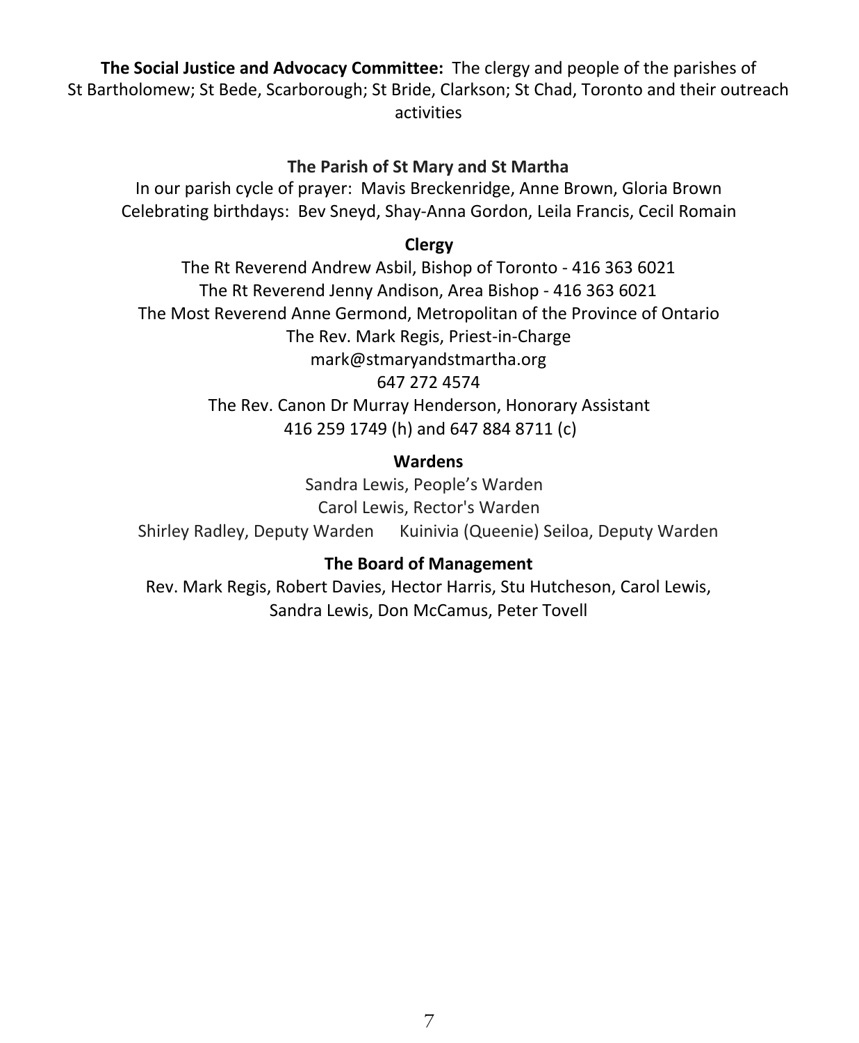**The Social Justice and Advocacy Committee:** The clergy and people of the parishes of St Bartholomew; St Bede, Scarborough; St Bride, Clarkson; St Chad, Toronto and their outreach activities

**The Parish of St Mary and St Martha**

In our parish cycle of prayer: Mavis Breckenridge, Anne Brown, Gloria Brown
Celebrating birthdays: Bev Sneyd, Shay-Anna Gordon, Leila Francis, Cecil Romain

**Clergy**

The Rt Reverend Andrew Asbil, Bishop of Toronto - 416 363 6021
The Rt Reverend Jenny Andison, Area Bishop - 416 363 6021
The Most Reverend Anne Germond, Metropolitan of the Province of Ontario
The Rev. Mark Regis, Priest-in-Charge
mark@stmaryandstmartha.org
647 272 4574
The Rev. Canon Dr Murray Henderson, Honorary Assistant
416 259 1749 (h) and 647 884 8711 (c)

**Wardens**

Sandra Lewis, People's Warden
Carol Lewis, Rector's Warden
Shirley Radley, Deputy Warden    Kuinivia (Queenie) Seiloa, Deputy Warden

**The Board of Management**

Rev. Mark Regis, Robert Davies, Hector Harris, Stu Hutcheson, Carol Lewis, Sandra Lewis, Don McCamus, Peter Tovell